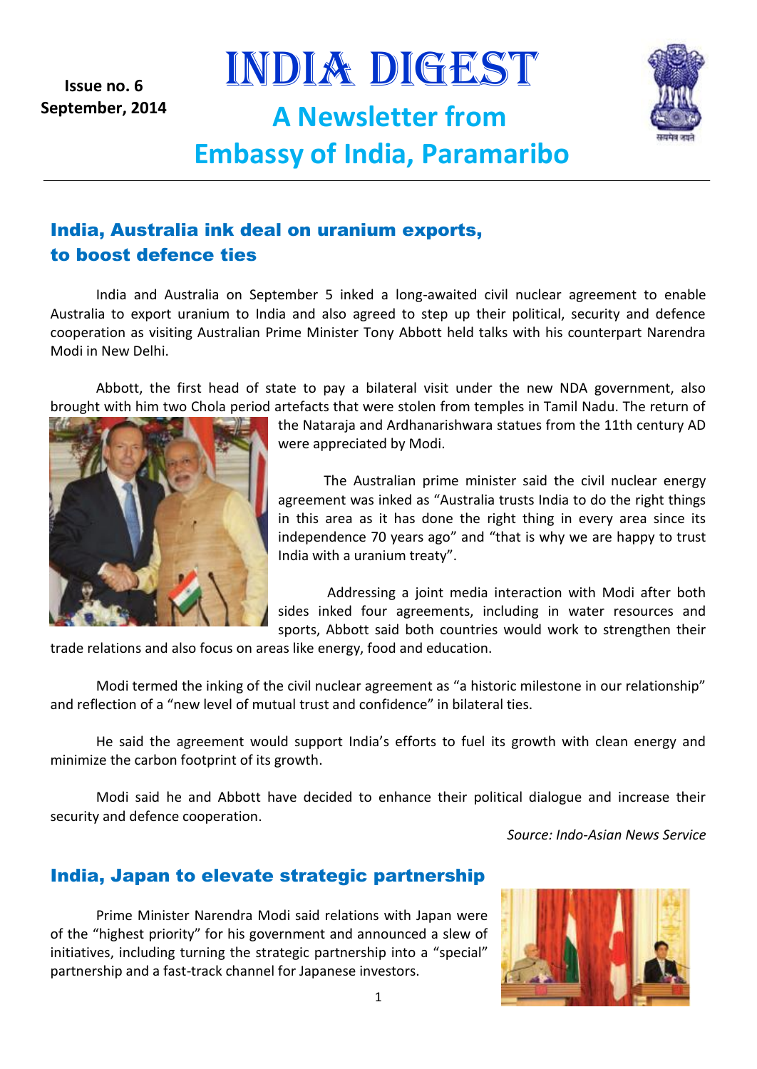Issue no. 6
September, 2014

# INDIA DIGEST

## A Newsletter from Embassy of India, Paramaribo

## India, Australia ink deal on uranium exports, to boost defence ties

India and Australia on September 5 inked a long-awaited civil nuclear agreement to enable Australia to export uranium to India and also agreed to step up their political, security and defence cooperation as visiting Australian Prime Minister Tony Abbott held talks with his counterpart Narendra Modi in New Delhi.

Abbott, the first head of state to pay a bilateral visit under the new NDA government, also brought with him two Chola period artefacts that were stolen from temples in Tamil Nadu. The return of the Nataraja and Ardhanarishwara statues from the 11th century AD were appreciated by Modi.

The Australian prime minister said the civil nuclear energy agreement was inked as "Australia trusts India to do the right things in this area as it has done the right thing in every area since its independence 70 years ago" and "that is why we are happy to trust India with a uranium treaty".

Addressing a joint media interaction with Modi after both sides inked four agreements, including in water resources and sports, Abbott said both countries would work to strengthen their trade relations and also focus on areas like energy, food and education.

Modi termed the inking of the civil nuclear agreement as "a historic milestone in our relationship" and reflection of a "new level of mutual trust and confidence" in bilateral ties.

He said the agreement would support India's efforts to fuel its growth with clean energy and minimize the carbon footprint of its growth.

Modi said he and Abbott have decided to enhance their political dialogue and increase their security and defence cooperation.

*Source: Indo-Asian News Service*

## India, Japan to elevate strategic partnership

Prime Minister Narendra Modi said relations with Japan were of the "highest priority" for his government and announced a slew of initiatives, including turning the strategic partnership into a "special" partnership and a fast-track channel for Japanese investors.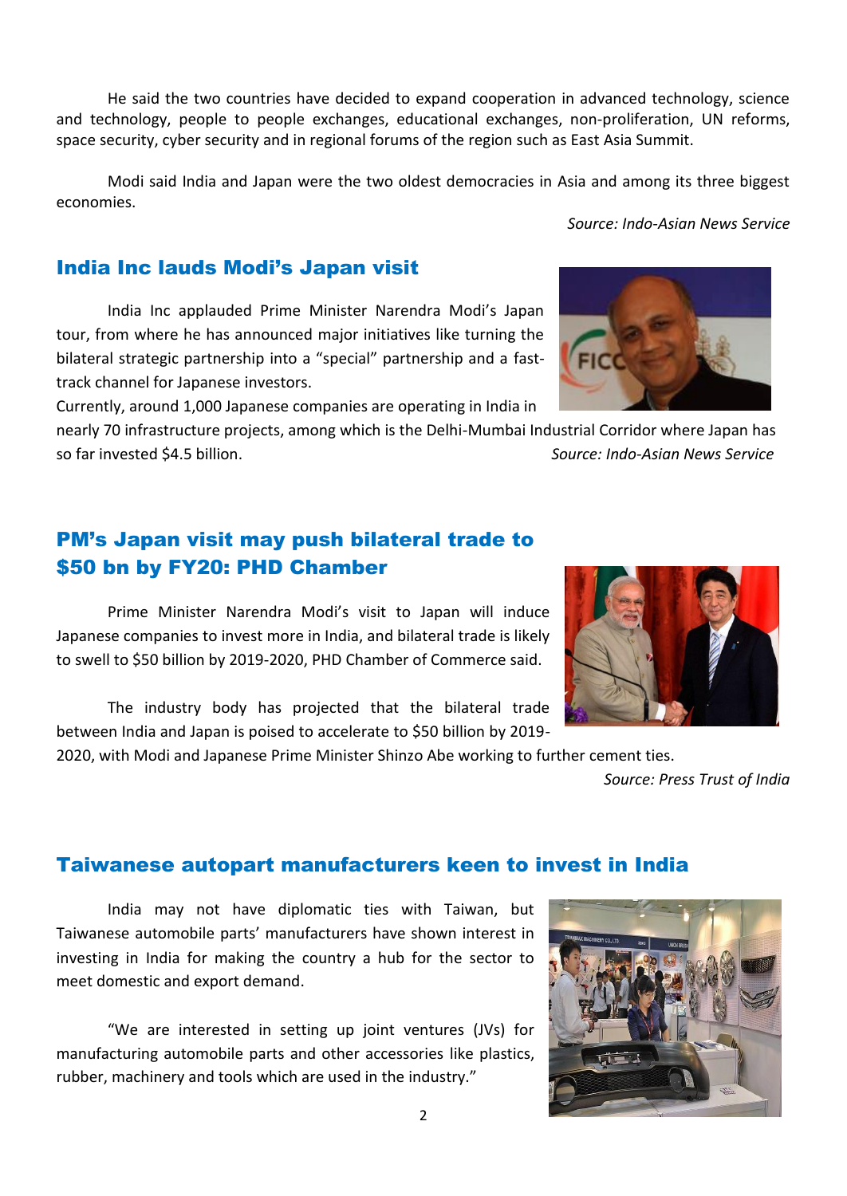He said the two countries have decided to expand cooperation in advanced technology, science and technology, people to people exchanges, educational exchanges, non-proliferation, UN reforms, space security, cyber security and in regional forums of the region such as East Asia Summit.

Modi said India and Japan were the two oldest democracies in Asia and among its three biggest economies.

*Source: Indo-Asian News Service*

## India Inc lauds Modi's Japan visit

India Inc applauded Prime Minister Narendra Modi's Japan tour, from where he has announced major initiatives like turning the bilateral strategic partnership into a "special" partnership and a fast-track channel for Japanese investors.

Currently, around 1,000 Japanese companies are operating in India in nearly 70 infrastructure projects, among which is the Delhi-Mumbai Industrial Corridor where Japan has so far invested $4.5 billion.

*Source: Indo-Asian News Service*

## PM's Japan visit may push bilateral trade to $50 bn by FY20: PHD Chamber

Prime Minister Narendra Modi's visit to Japan will induce Japanese companies to invest more in India, and bilateral trade is likely to swell to $50 billion by 2019-2020, PHD Chamber of Commerce said.

The industry body has projected that the bilateral trade between India and Japan is poised to accelerate to $50 billion by 2019-2020, with Modi and Japanese Prime Minister Shinzo Abe working to further cement ties.

*Source: Press Trust of India*

## Taiwanese autopart manufacturers keen to invest in India

India may not have diplomatic ties with Taiwan, but Taiwanese automobile parts' manufacturers have shown interest in investing in India for making the country a hub for the sector to meet domestic and export demand.

"We are interested in setting up joint ventures (JVs) for manufacturing automobile parts and other accessories like plastics, rubber, machinery and tools which are used in the industry."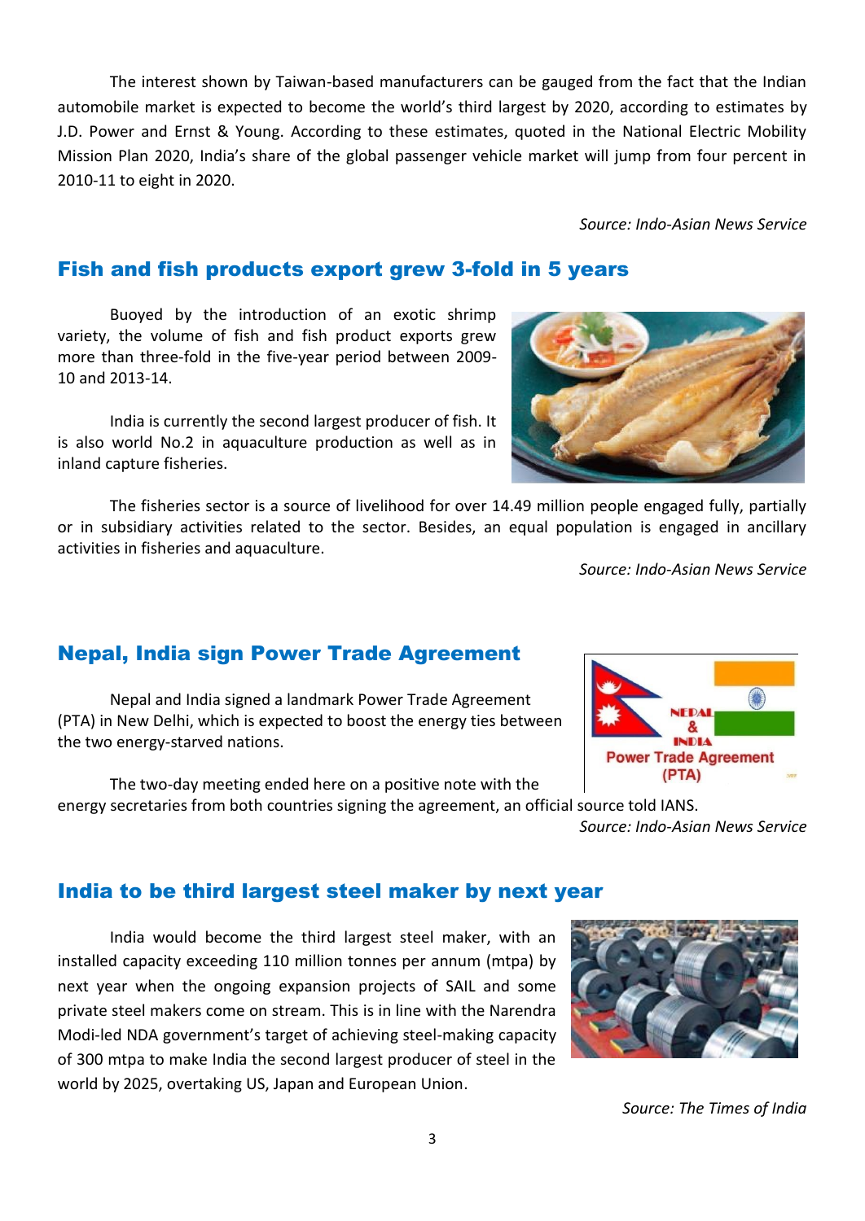The interest shown by Taiwan-based manufacturers can be gauged from the fact that the Indian automobile market is expected to become the world's third largest by 2020, according to estimates by J.D. Power and Ernst & Young. According to these estimates, quoted in the National Electric Mobility Mission Plan 2020, India's share of the global passenger vehicle market will jump from four percent in 2010-11 to eight in 2020.

*Source: Indo-Asian News Service*

## Fish and fish products export grew 3-fold in 5 years

Buoyed by the introduction of an exotic shrimp variety, the volume of fish and fish product exports grew more than three-fold in the five-year period between 2009-10 and 2013-14.

India is currently the second largest producer of fish. It is also world No.2 in aquaculture production as well as in inland capture fisheries.

The fisheries sector is a source of livelihood for over 14.49 million people engaged fully, partially or in subsidiary activities related to the sector. Besides, an equal population is engaged in ancillary activities in fisheries and aquaculture.

*Source: Indo-Asian News Service*

## Nepal, India sign Power Trade Agreement

Nepal and India signed a landmark Power Trade Agreement (PTA) in New Delhi, which is expected to boost the energy ties between the two energy-starved nations.

The two-day meeting ended here on a positive note with the energy secretaries from both countries signing the agreement, an official source told IANS.

*Source: Indo-Asian News Service*

## India to be third largest steel maker by next year

India would become the third largest steel maker, with an installed capacity exceeding 110 million tonnes per annum (mtpa) by next year when the ongoing expansion projects of SAIL and some private steel makers come on stream. This is in line with the Narendra Modi-led NDA government's target of achieving steel-making capacity of 300 mtpa to make India the second largest producer of steel in the world by 2025, overtaking US, Japan and European Union.

*Source: The Times of India*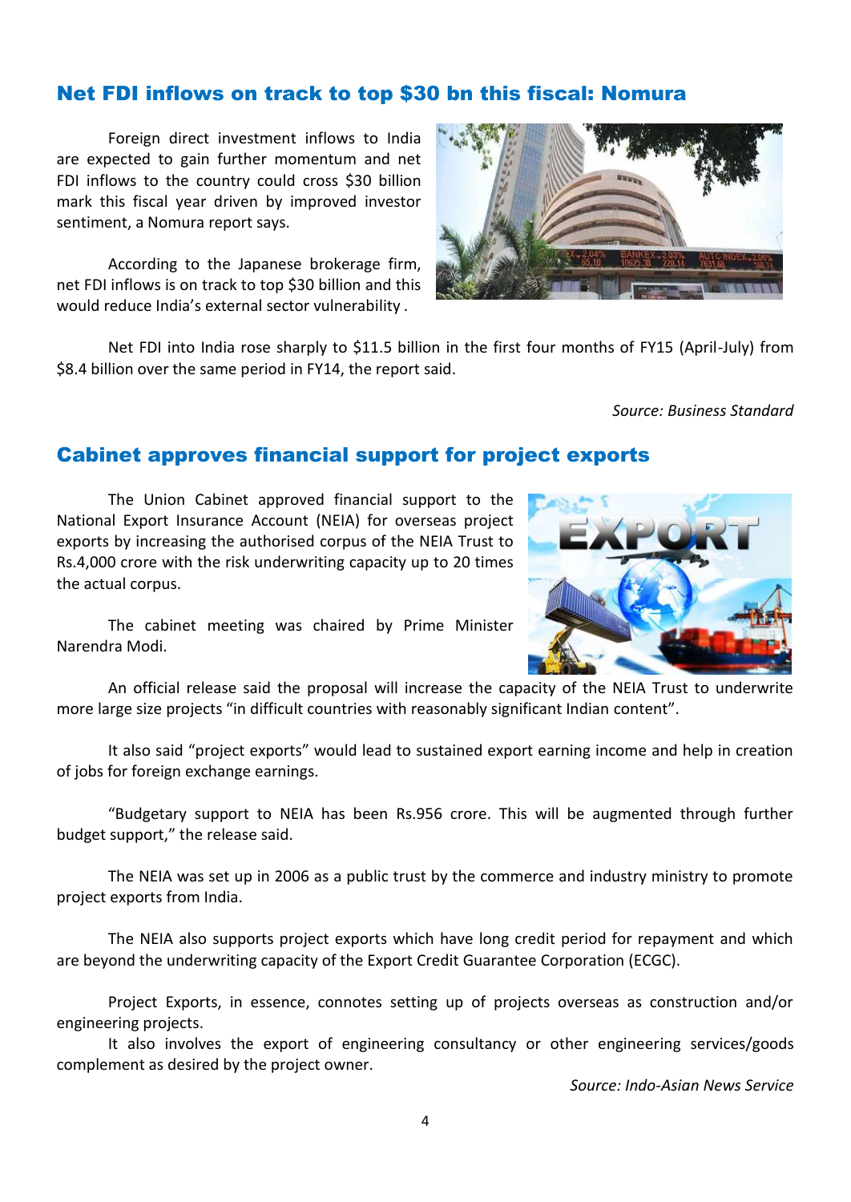## Net FDI inflows on track to top $30 bn this fiscal: Nomura

Foreign direct investment inflows to India are expected to gain further momentum and net FDI inflows to the country could cross $30 billion mark this fiscal year driven by improved investor sentiment, a Nomura report says.

According to the Japanese brokerage firm, net FDI inflows is on track to top $30 billion and this would reduce India's external sector vulnerability .

Net FDI into India rose sharply to $11.5 billion in the first four months of FY15 (April-July) from $8.4 billion over the same period in FY14, the report said.

*Source: Business Standard*

## Cabinet approves financial support for project exports

The Union Cabinet approved financial support to the National Export Insurance Account (NEIA) for overseas project exports by increasing the authorised corpus of the NEIA Trust to Rs.4,000 crore with the risk underwriting capacity up to 20 times the actual corpus.

The cabinet meeting was chaired by Prime Minister Narendra Modi.

An official release said the proposal will increase the capacity of the NEIA Trust to underwrite more large size projects "in difficult countries with reasonably significant Indian content".

It also said "project exports" would lead to sustained export earning income and help in creation of jobs for foreign exchange earnings.

"Budgetary support to NEIA has been Rs.956 crore. This will be augmented through further budget support," the release said.

The NEIA was set up in 2006 as a public trust by the commerce and industry ministry to promote project exports from India.

The NEIA also supports project exports which have long credit period for repayment and which are beyond the underwriting capacity of the Export Credit Guarantee Corporation (ECGC).

Project Exports, in essence, connotes setting up of projects overseas as construction and/or engineering projects.

It also involves the export of engineering consultancy or other engineering services/goods complement as desired by the project owner.

*Source: Indo-Asian News Service*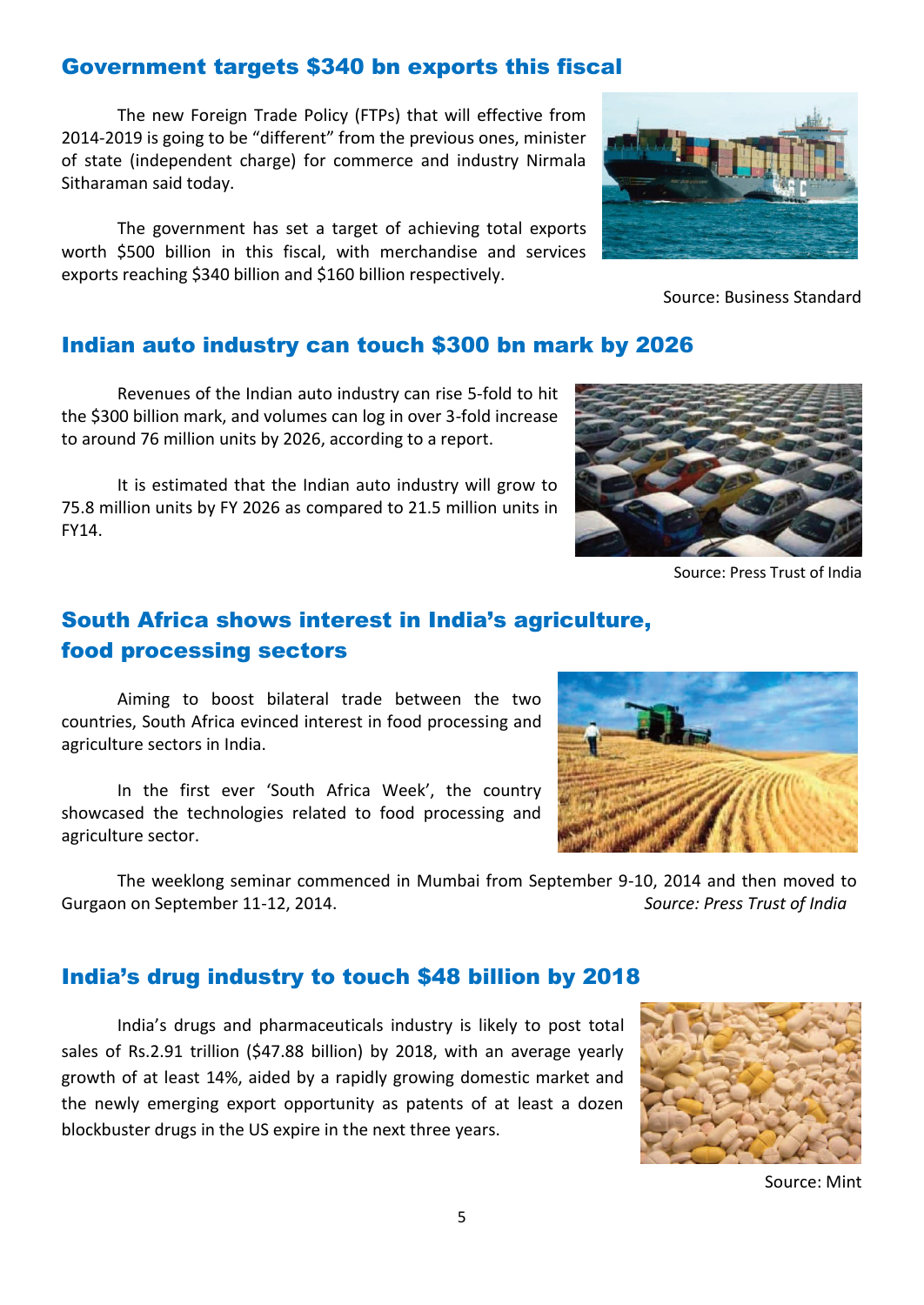## Government targets $340 bn exports this fiscal

The new Foreign Trade Policy (FTPs) that will effective from 2014-2019 is going to be "different" from the previous ones, minister of state (independent charge) for commerce and industry Nirmala Sitharaman said today.

The government has set a target of achieving total exports worth $500 billion in this fiscal, with merchandise and services exports reaching $340 billion and $160 billion respectively.

Source: Business Standard

## Indian auto industry can touch $300 bn mark by 2026

Revenues of the Indian auto industry can rise 5-fold to hit the $300 billion mark, and volumes can log in over 3-fold increase to around 76 million units by 2026, according to a report.

It is estimated that the Indian auto industry will grow to 75.8 million units by FY 2026 as compared to 21.5 million units in FY14.

Source: Press Trust of India

## South Africa shows interest in India's agriculture, food processing sectors

Aiming to boost bilateral trade between the two countries, South Africa evinced interest in food processing and agriculture sectors in India.

In the first ever 'South Africa Week', the country showcased the technologies related to food processing and agriculture sector.

The weeklong seminar commenced in Mumbai from September 9-10, 2014 and then moved to Gurgaon on September 11-12, 2014.

*Source: Press Trust of India*

## India's drug industry to touch $48 billion by 2018

India's drugs and pharmaceuticals industry is likely to post total sales of Rs.2.91 trillion ($47.88 billion) by 2018, with an average yearly growth of at least 14%, aided by a rapidly growing domestic market and the newly emerging export opportunity as patents of at least a dozen blockbuster drugs in the US expire in the next three years.

Source: Mint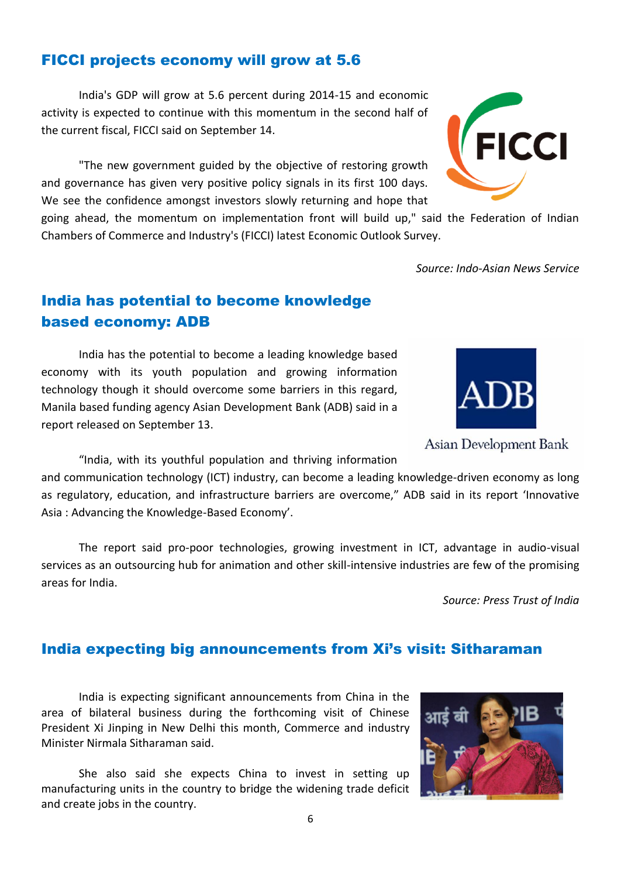## FICCI projects economy will grow at 5.6

India's GDP will grow at 5.6 percent during 2014-15 and economic activity is expected to continue with this momentum in the second half of the current fiscal, FICCI said on September 14.

"The new government guided by the objective of restoring growth and governance has given very positive policy signals in its first 100 days. We see the confidence amongst investors slowly returning and hope that going ahead, the momentum on implementation front will build up," said the Federation of Indian Chambers of Commerce and Industry's (FICCI) latest Economic Outlook Survey.

*Source: Indo-Asian News Service*

## India has potential to become knowledge based economy: ADB

India has the potential to become a leading knowledge based economy with its youth population and growing information technology though it should overcome some barriers in this regard, Manila based funding agency Asian Development Bank (ADB) said in a report released on September 13.

"India, with its youthful population and thriving information and communication technology (ICT) industry, can become a leading knowledge-driven economy as long as regulatory, education, and infrastructure barriers are overcome," ADB said in its report 'Innovative Asia : Advancing the Knowledge-Based Economy'.

The report said pro-poor technologies, growing investment in ICT, advantage in audio-visual services as an outsourcing hub for animation and other skill-intensive industries are few of the promising areas for India.

*Source: Press Trust of India*

## India expecting big announcements from Xi's visit: Sitharaman

India is expecting significant announcements from China in the area of bilateral business during the forthcoming visit of Chinese President Xi Jinping in New Delhi this month, Commerce and industry Minister Nirmala Sitharaman said.

She also said she expects China to invest in setting up manufacturing units in the country to bridge the widening trade deficit and create jobs in the country.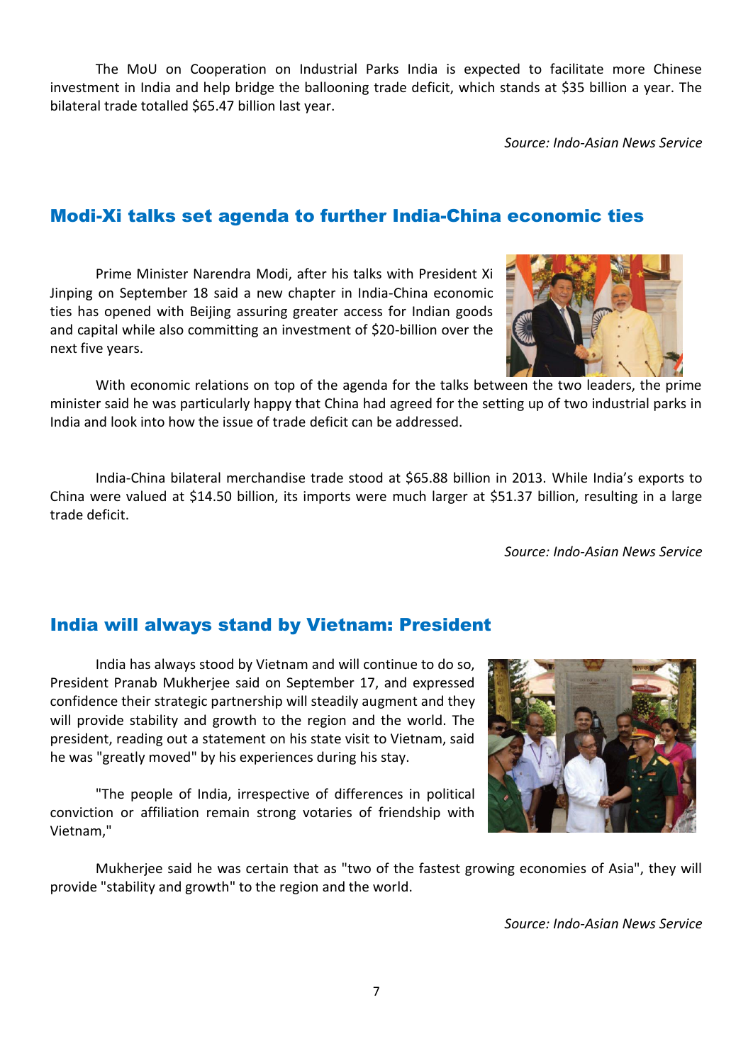The MoU on Cooperation on Industrial Parks India is expected to facilitate more Chinese investment in India and help bridge the ballooning trade deficit, which stands at $35 billion a year. The bilateral trade totalled $65.47 billion last year.

*Source: Indo-Asian News Service*

## Modi-Xi talks set agenda to further India-China economic ties

Prime Minister Narendra Modi, after his talks with President Xi Jinping on September 18 said a new chapter in India-China economic ties has opened with Beijing assuring greater access for Indian goods and capital while also committing an investment of $20-billion over the next five years.

With economic relations on top of the agenda for the talks between the two leaders, the prime minister said he was particularly happy that China had agreed for the setting up of two industrial parks in India and look into how the issue of trade deficit can be addressed.

India-China bilateral merchandise trade stood at $65.88 billion in 2013. While India's exports to China were valued at $14.50 billion, its imports were much larger at $51.37 billion, resulting in a large trade deficit.

*Source: Indo-Asian News Service*

## India will always stand by Vietnam: President

India has always stood by Vietnam and will continue to do so, President Pranab Mukherjee said on September 17, and expressed confidence their strategic partnership will steadily augment and they will provide stability and growth to the region and the world. The president, reading out a statement on his state visit to Vietnam, said he was "greatly moved" by his experiences during his stay.

"The people of India, irrespective of differences in political conviction or affiliation remain strong votaries of friendship with Vietnam,"

Mukherjee said he was certain that as "two of the fastest growing economies of Asia", they will provide "stability and growth" to the region and the world.

*Source: Indo-Asian News Service*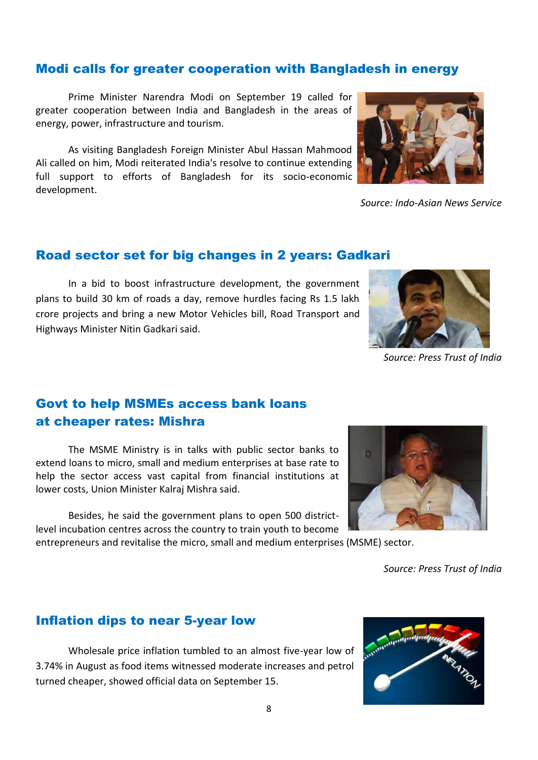## Modi calls for greater cooperation with Bangladesh in energy

Prime Minister Narendra Modi on September 19 called for greater cooperation between India and Bangladesh in the areas of energy, power, infrastructure and tourism.

As visiting Bangladesh Foreign Minister Abul Hassan Mahmood Ali called on him, Modi reiterated India's resolve to continue extending full support to efforts of Bangladesh for its socio-economic development.

*Source: Indo-Asian News Service*

## Road sector set for big changes in 2 years: Gadkari

In a bid to boost infrastructure development, the government plans to build 30 km of roads a day, remove hurdles facing Rs 1.5 lakh crore projects and bring a new Motor Vehicles bill, Road Transport and Highways Minister Nitin Gadkari said.

*Source: Press Trust of India*

## Govt to help MSMEs access bank loans at cheaper rates: Mishra

The MSME Ministry is in talks with public sector banks to extend loans to micro, small and medium enterprises at base rate to help the sector access vast capital from financial institutions at lower costs, Union Minister Kalraj Mishra said.

Besides, he said the government plans to open 500 district-level incubation centres across the country to train youth to become entrepreneurs and revitalise the micro, small and medium enterprises (MSME) sector.

*Source: Press Trust of India*

## Inflation dips to near 5-year low

Wholesale price inflation tumbled to an almost five-year low of 3.74% in August as food items witnessed moderate increases and petrol turned cheaper, showed official data on September 15.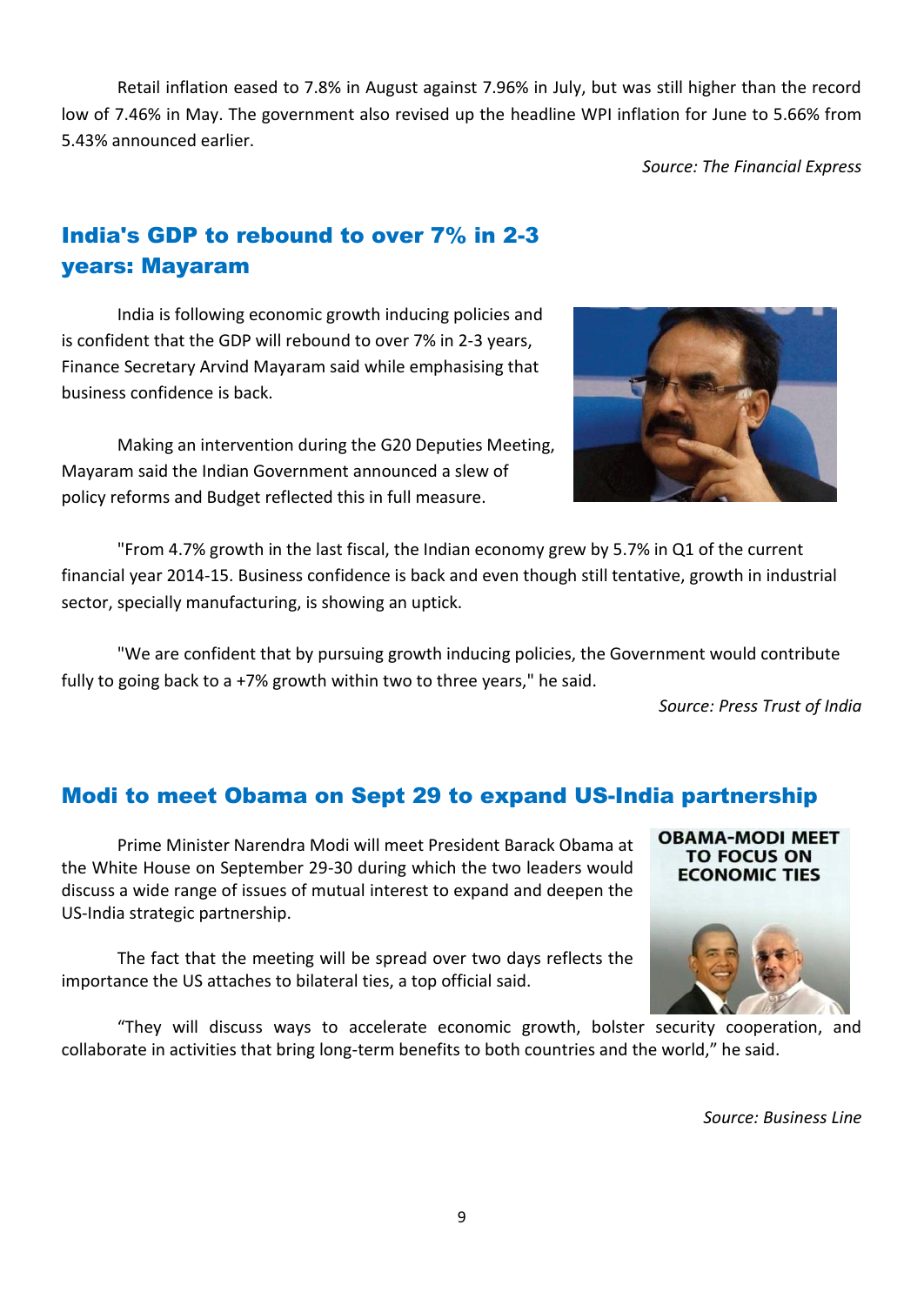Retail inflation eased to 7.8% in August against 7.96% in July, but was still higher than the record low of 7.46% in May. The government also revised up the headline WPI inflation for June to 5.66% from 5.43% announced earlier.

*Source: The Financial Express*

## India's GDP to rebound to over 7% in 2-3 years: Mayaram

India is following economic growth inducing policies and is confident that the GDP will rebound to over 7% in 2-3 years, Finance Secretary Arvind Mayaram said while emphasising that business confidence is back.

Making an intervention during the G20 Deputies Meeting, Mayaram said the Indian Government announced a slew of policy reforms and Budget reflected this in full measure.

"From 4.7% growth in the last fiscal, the Indian economy grew by 5.7% in Q1 of the current financial year 2014-15. Business confidence is back and even though still tentative, growth in industrial sector, specially manufacturing, is showing an uptick.

"We are confident that by pursuing growth inducing policies, the Government would contribute fully to going back to a +7% growth within two to three years," he said.

*Source: Press Trust of India*

## Modi to meet Obama on Sept 29 to expand US-India partnership

Prime Minister Narendra Modi will meet President Barack Obama at the White House on September 29-30 during which the two leaders would discuss a wide range of issues of mutual interest to expand and deepen the US-India strategic partnership.

The fact that the meeting will be spread over two days reflects the importance the US attaches to bilateral ties, a top official said.

"They will discuss ways to accelerate economic growth, bolster security cooperation, and collaborate in activities that bring long-term benefits to both countries and the world," he said.

*Source: Business Line*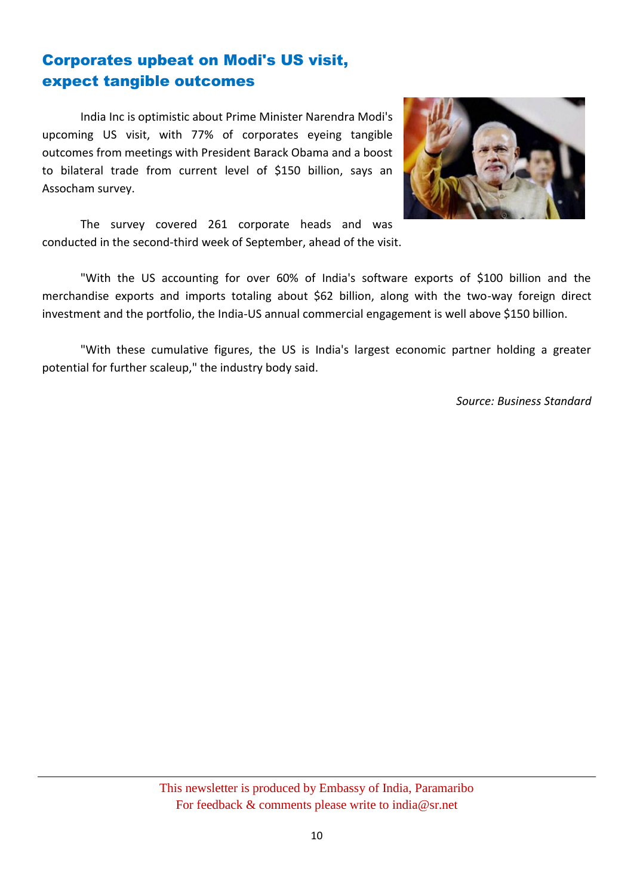## Corporates upbeat on Modi's US visit, expect tangible outcomes

India Inc is optimistic about Prime Minister Narendra Modi's upcoming US visit, with 77% of corporates eyeing tangible outcomes from meetings with President Barack Obama and a boost to bilateral trade from current level of $150 billion, says an Assocham survey.

The survey covered 261 corporate heads and was conducted in the second-third week of September, ahead of the visit.

"With the US accounting for over 60% of India's software exports of $100 billion and the merchandise exports and imports totaling about $62 billion, along with the two-way foreign direct investment and the portfolio, the India-US annual commercial engagement is well above $150 billion.

"With these cumulative figures, the US is India's largest economic partner holding a greater potential for further scaleup," the industry body said.

*Source: Business Standard*

This newsletter is produced by Embassy of India, Paramaribo
For feedback & comments please write to india@sr.net